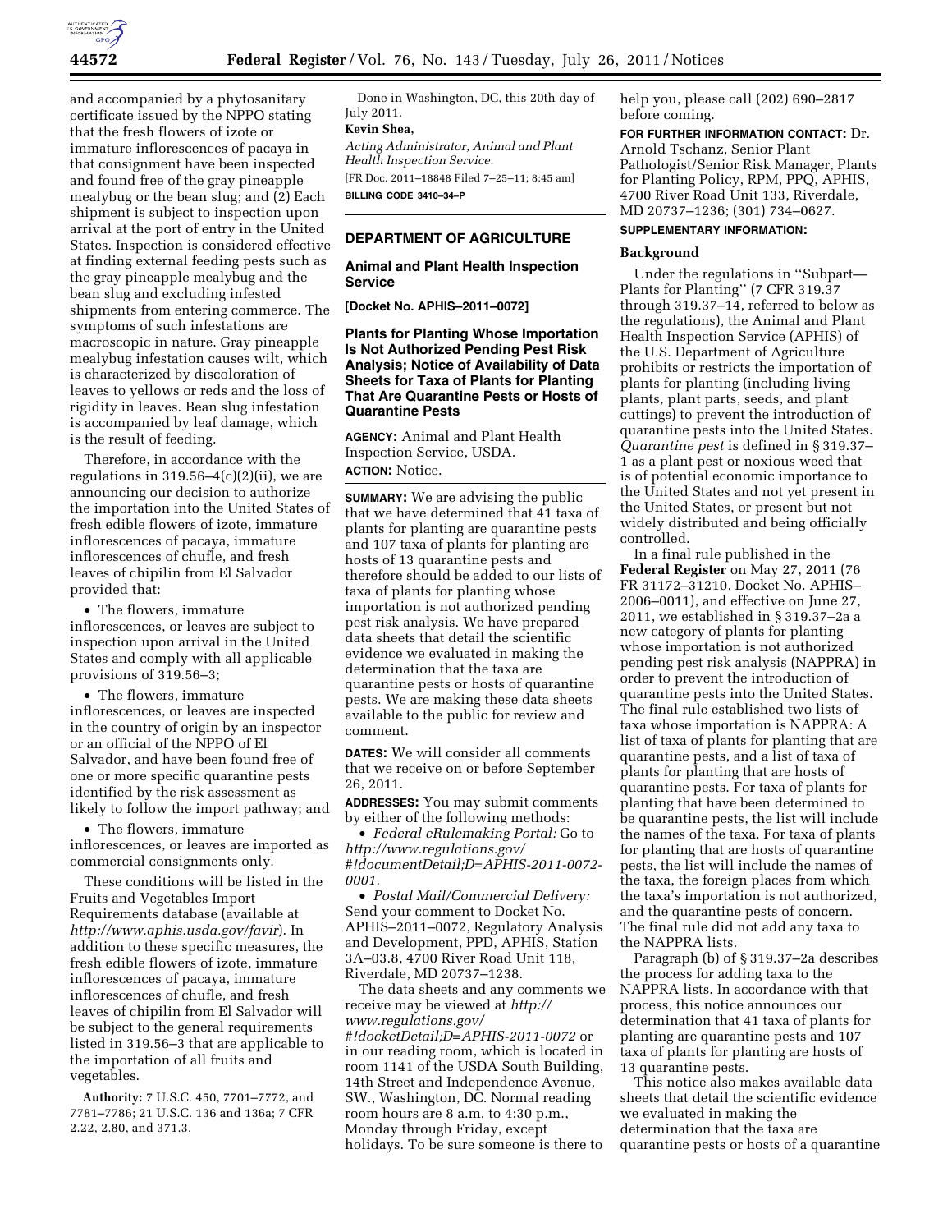and accompanied by a phytosanitary certificate issued by the NPPO stating that the fresh flowers of izote or immature inflorescences of pacaya in that consignment have been inspected and found free of the gray pineapple mealybug or the bean slug; and (2) Each shipment is subject to inspection upon arrival at the port of entry in the United States. Inspection is considered effective at finding external feeding pests such as the gray pineapple mealybug and the bean slug and excluding infested shipments from entering commerce. The symptoms of such infestations are macroscopic in nature. Gray pineapple mealybug infestation causes wilt, which is characterized by discoloration of leaves to yellows or reds and the loss of rigidity in leaves. Bean slug infestation is accompanied by leaf damage, which is the result of feeding.

Therefore, in accordance with the regulations in 319.56–4(c)(2)(ii), we are announcing our decision to authorize the importation into the United States of fresh edible flowers of izote, immature inflorescences of pacaya, immature inflorescences of chufle, and fresh leaves of chipilin from El Salvador provided that:

- The flowers, immature inflorescences, or leaves are subject to inspection upon arrival in the United States and comply with all applicable provisions of 319.56–3;
- The flowers, immature inflorescences, or leaves are inspected in the country of origin by an inspector or an official of the NPPO of El Salvador, and have been found free of one or more specific quarantine pests identified by the risk assessment as likely to follow the import pathway; and
- The flowers, immature inflorescences, or leaves are imported as commercial consignments only.

These conditions will be listed in the Fruits and Vegetables Import Requirements database (available at *http://www.aphis.usda.gov/favir*). In addition to these specific measures, the fresh edible flowers of izote, immature inflorescences of pacaya, immature inflorescences of chufle, and fresh leaves of chipilin from El Salvador will be subject to the general requirements listed in 319.56–3 that are applicable to the importation of all fruits and vegetables.

**Authority:** 7 U.S.C. 450, 7701–7772, and 7781–7786; 21 U.S.C. 136 and 136a; 7 CFR 2.22, 2.80, and 371.3.

Done in Washington, DC, this 20th day of July 2011.

**Kevin Shea,**

*Acting Administrator, Animal and Plant Health Inspection Service.*

[FR Doc. 2011–18848 Filed 7–25–11; 8:45 am]

**BILLING CODE 3410–34–P**

## DEPARTMENT OF AGRICULTURE

### Animal and Plant Health Inspection Service

**[Docket No. APHIS–2011–0072]**

### Plants for Planting Whose Importation Is Not Authorized Pending Pest Risk Analysis; Notice of Availability of Data Sheets for Taxa of Plants for Planting That Are Quarantine Pests or Hosts of Quarantine Pests

**AGENCY:** Animal and Plant Health Inspection Service, USDA.

**ACTION:** Notice.

**SUMMARY:** We are advising the public that we have determined that 41 taxa of plants for planting are quarantine pests and 107 taxa of plants for planting are hosts of 13 quarantine pests and therefore should be added to our lists of taxa of plants for planting whose importation is not authorized pending pest risk analysis. We have prepared data sheets that detail the scientific evidence we evaluated in making the determination that the taxa are quarantine pests or hosts of quarantine pests. We are making these data sheets available to the public for review and comment.

**DATES:** We will consider all comments that we receive on or before September 26, 2011.

**ADDRESSES:** You may submit comments by either of the following methods:

- *Federal eRulemaking Portal:* Go to *http://www.regulations.gov/#!documentDetail;D=APHIS-2011-0072-0001.*
- *Postal Mail/Commercial Delivery:* Send your comment to Docket No. APHIS–2011–0072, Regulatory Analysis and Development, PPD, APHIS, Station 3A–03.8, 4700 River Road Unit 118, Riverdale, MD 20737–1238.

The data sheets and any comments we receive may be viewed at *http://www.regulations.gov/#!docketDetail;D=APHIS-2011-0072* or in our reading room, which is located in room 1141 of the USDA South Building, 14th Street and Independence Avenue, SW., Washington, DC. Normal reading room hours are 8 a.m. to 4:30 p.m., Monday through Friday, except holidays. To be sure someone is there to help you, please call (202) 690–2817 before coming.

**FOR FURTHER INFORMATION CONTACT:** Dr. Arnold Tschanz, Senior Plant Pathologist/Senior Risk Manager, Plants for Planting Policy, RPM, PPQ, APHIS, 4700 River Road Unit 133, Riverdale, MD 20737–1236; (301) 734–0627.

**SUPPLEMENTARY INFORMATION:**

### Background

Under the regulations in ''Subpart—Plants for Planting'' (7 CFR 319.37 through 319.37–14, referred to below as the regulations), the Animal and Plant Health Inspection Service (APHIS) of the U.S. Department of Agriculture prohibits or restricts the importation of plants for planting (including living plants, plant parts, seeds, and plant cuttings) to prevent the introduction of quarantine pests into the United States. *Quarantine pest* is defined in § 319.37–1 as a plant pest or noxious weed that is of potential economic importance to the United States and not yet present in the United States, or present but not widely distributed and being officially controlled.

In a final rule published in the **Federal Register** on May 27, 2011 (76 FR 31172–31210, Docket No. APHIS–2006–0011), and effective on June 27, 2011, we established in § 319.37–2a a new category of plants for planting whose importation is not authorized pending pest risk analysis (NAPPRA) in order to prevent the introduction of quarantine pests into the United States. The final rule established two lists of taxa whose importation is NAPPRA: A list of taxa of plants for planting that are quarantine pests, and a list of taxa of plants for planting that are hosts of quarantine pests. For taxa of plants for planting that have been determined to be quarantine pests, the list will include the names of the taxa. For taxa of plants for planting that are hosts of quarantine pests, the list will include the names of the taxa, the foreign places from which the taxa's importation is not authorized, and the quarantine pests of concern. The final rule did not add any taxa to the NAPPRA lists.

Paragraph (b) of § 319.37–2a describes the process for adding taxa to the NAPPRA lists. In accordance with that process, this notice announces our determination that 41 taxa of plants for planting are quarantine pests and 107 taxa of plants for planting are hosts of 13 quarantine pests.

This notice also makes available data sheets that detail the scientific evidence we evaluated in making the determination that the taxa are quarantine pests or hosts of a quarantine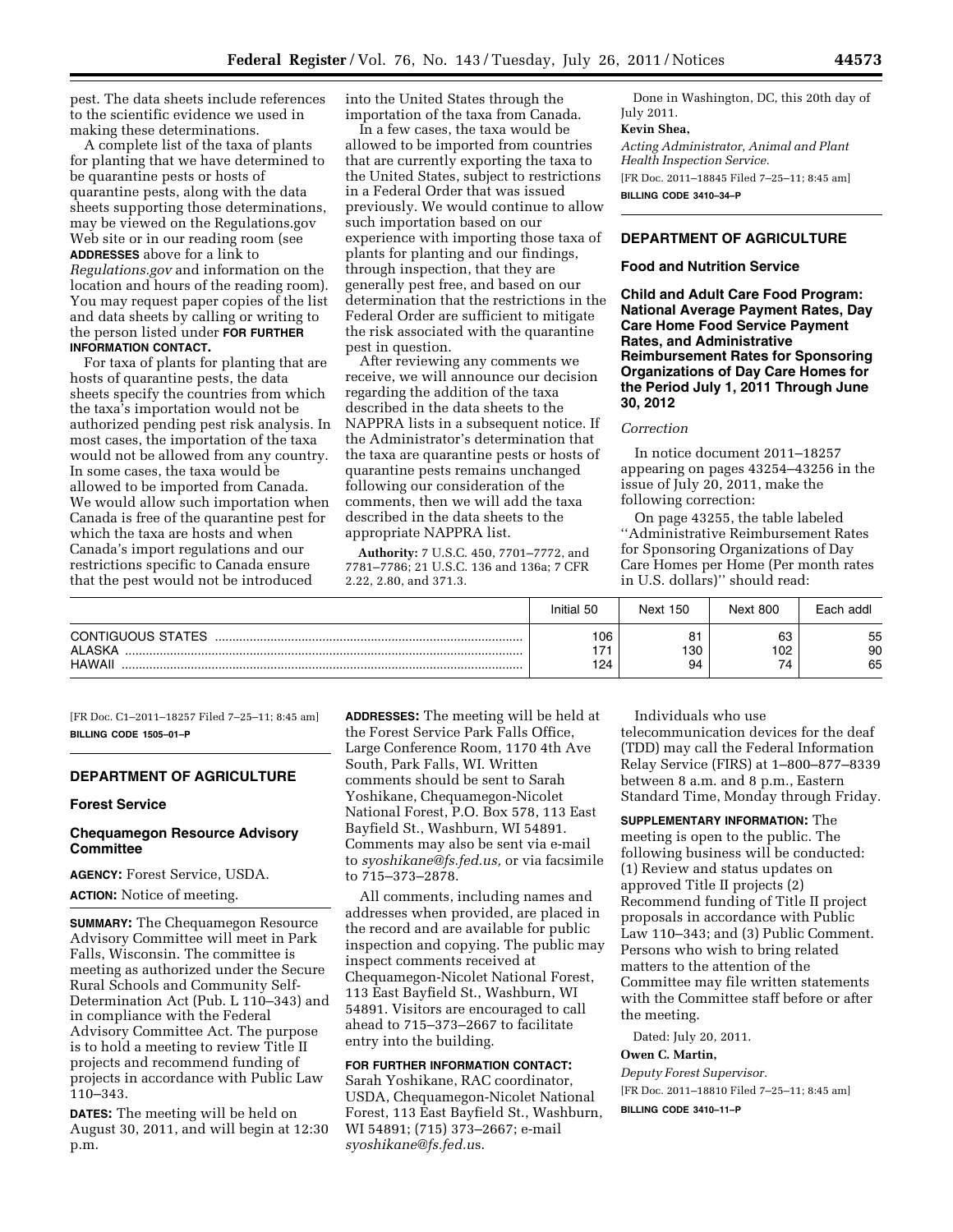pest. The data sheets include references to the scientific evidence we used in making these determinations.

A complete list of the taxa of plants for planting that we have determined to be quarantine pests or hosts of quarantine pests, along with the data sheets supporting those determinations, may be viewed on the Regulations.gov Web site or in our reading room (see **ADDRESSES** above for a link to *Regulations.gov* and information on the location and hours of the reading room). You may request paper copies of the list and data sheets by calling or writing to the person listed under **FOR FURTHER INFORMATION CONTACT.**

For taxa of plants for planting that are hosts of quarantine pests, the data sheets specify the countries from which the taxa's importation would not be authorized pending pest risk analysis. In most cases, the importation of the taxa would not be allowed from any country. In some cases, the taxa would be allowed to be imported from Canada. We would allow such importation when Canada is free of the quarantine pest for which the taxa are hosts and when Canada's import regulations and our restrictions specific to Canada ensure that the pest would not be introduced into the United States through the importation of the taxa from Canada.

In a few cases, the taxa would be allowed to be imported from countries that are currently exporting the taxa to the United States, subject to restrictions in a Federal Order that was issued previously. We would continue to allow such importation based on our experience with importing those taxa of plants for planting and our findings, through inspection, that they are generally pest free, and based on our determination that the restrictions in the Federal Order are sufficient to mitigate the risk associated with the quarantine pest in question.

After reviewing any comments we receive, we will announce our decision regarding the addition of the taxa described in the data sheets to the NAPPRA lists in a subsequent notice. If the Administrator's determination that the taxa are quarantine pests or hosts of quarantine pests remains unchanged following our consideration of the comments, then we will add the taxa described in the data sheets to the appropriate NAPPRA list.

**Authority:** 7 U.S.C. 450, 7701–7772, and 7781–7786; 21 U.S.C. 136 and 136a; 7 CFR 2.22, 2.80, and 371.3.

Done in Washington, DC, this 20th day of July 2011.

**Kevin Shea,**

*Acting Administrator, Animal and Plant Health Inspection Service.*

[FR Doc. 2011–18845 Filed 7–25–11; 8:45 am]

**BILLING CODE 3410–34–P**

## DEPARTMENT OF AGRICULTURE

### Food and Nutrition Service

### Child and Adult Care Food Program: National Average Payment Rates, Day Care Home Food Service Payment Rates, and Administrative Reimbursement Rates for Sponsoring Organizations of Day Care Homes for the Period July 1, 2011 Through June 30, 2012

*Correction*

In notice document 2011–18257 appearing on pages 43254–43256 in the issue of July 20, 2011, make the following correction:

On page 43255, the table labeled ''Administrative Reimbursement Rates for Sponsoring Organizations of Day Care Homes per Home (Per month rates in U.S. dollars)'' should read:

| | Initial 50 | Next 150 | Next 800 | Each addl |
|---|---|---|---|---|
| CONTIGUOUS STATES | 106 | 81 | 63 | 55 |
| ALASKA | 171 | 130 | 102 | 90 |
| HAWAII | 124 | 94 | 74 | 65 |

[FR Doc. C1–2011–18257 Filed 7–25–11; 8:45 am]

**BILLING CODE 1505–01–P**

## DEPARTMENT OF AGRICULTURE

### Forest Service

### Chequamegon Resource Advisory Committee

**AGENCY:** Forest Service, USDA.

**ACTION:** Notice of meeting.

**SUMMARY:** The Chequamegon Resource Advisory Committee will meet in Park Falls, Wisconsin. The committee is meeting as authorized under the Secure Rural Schools and Community Self-Determination Act (Pub. L 110–343) and in compliance with the Federal Advisory Committee Act. The purpose is to hold a meeting to review Title II projects and recommend funding of projects in accordance with Public Law 110–343.

**DATES:** The meeting will be held on August 30, 2011, and will begin at 12:30 p.m.

**ADDRESSES:** The meeting will be held at the Forest Service Park Falls Office, Large Conference Room, 1170 4th Ave South, Park Falls, WI. Written comments should be sent to Sarah Yoshikane, Chequamegon-Nicolet National Forest, P.O. Box 578, 113 East Bayfield St., Washburn, WI 54891. Comments may also be sent via e-mail to *syoshikane@fs.fed.us,* or via facsimile to 715–373–2878.

All comments, including names and addresses when provided, are placed in the record and are available for public inspection and copying. The public may inspect comments received at Chequamegon-Nicolet National Forest, 113 East Bayfield St., Washburn, WI 54891. Visitors are encouraged to call ahead to 715–373–2667 to facilitate entry into the building.

**FOR FURTHER INFORMATION CONTACT:** Sarah Yoshikane, RAC coordinator, USDA, Chequamegon-Nicolet National Forest, 113 East Bayfield St., Washburn, WI 54891; (715) 373–2667; e-mail *syoshikane@fs.fed.us*.

Individuals who use telecommunication devices for the deaf (TDD) may call the Federal Information Relay Service (FIRS) at 1–800–877–8339 between 8 a.m. and 8 p.m., Eastern Standard Time, Monday through Friday.

**SUPPLEMENTARY INFORMATION:** The meeting is open to the public. The following business will be conducted: (1) Review and status updates on approved Title II projects (2) Recommend funding of Title II project proposals in accordance with Public Law 110–343; and (3) Public Comment. Persons who wish to bring related matters to the attention of the Committee may file written statements with the Committee staff before or after the meeting.

Dated: July 20, 2011.

**Owen C. Martin,**

*Deputy Forest Supervisor.*

[FR Doc. 2011–18810 Filed 7–25–11; 8:45 am]

**BILLING CODE 3410–11–P**